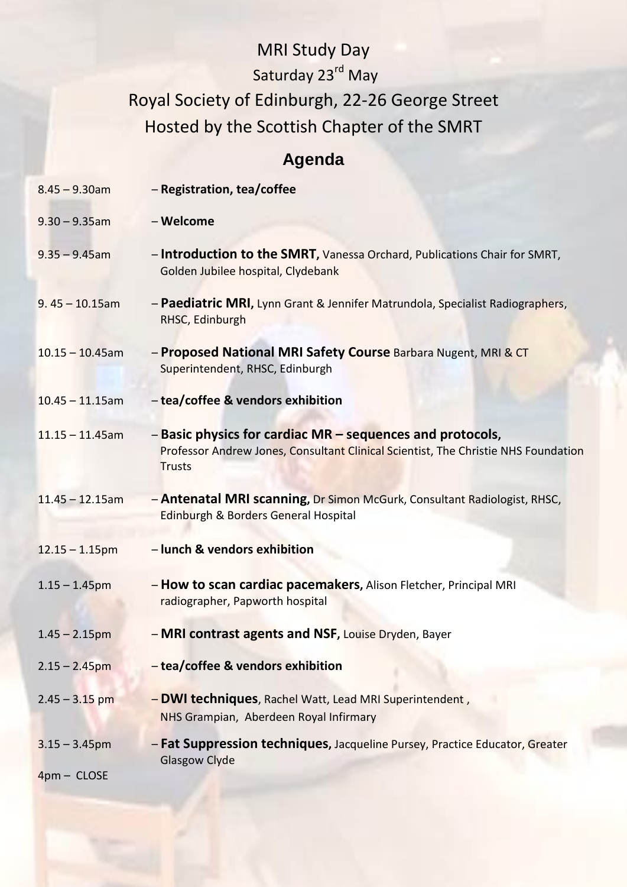# MRI Study Day

Saturday 23rd May

Royal Society of Edinburgh, 22-26 George Street

Hosted by the Scottish Chapter of the SMRT

## Agenda

| | |
|---|---|
| 8.45 – 9.30am | – **Registration, tea/coffee** |
| 9.30 – 9.35am | – **Welcome** |
| 9.35 – 9.45am | – **Introduction to the SMRT,** Vanessa Orchard, Publications Chair for SMRT, Golden Jubilee hospital, Clydebank |
| 9. 45 – 10.15am | – **Paediatric MRI,** Lynn Grant & Jennifer Matrundola, Specialist Radiographers, RHSC, Edinburgh |
| 10.15 – 10.45am | – **Proposed National MRI Safety Course** Barbara Nugent, MRI & CT Superintendent, RHSC, Edinburgh |
| 10.45 – 11.15am | – **tea/coffee & vendors exhibition** |
| 11.15 – 11.45am | – **Basic physics for cardiac MR – sequences and protocols,** Professor Andrew Jones, Consultant Clinical Scientist, The Christie NHS Foundation Trusts |
| 11.45 – 12.15am | – **Antenatal MRI scanning,** Dr Simon McGurk, Consultant Radiologist, RHSC, Edinburgh & Borders General Hospital |
| 12.15 – 1.15pm | – **lunch & vendors exhibition** |
| 1.15 – 1.45pm | – **How to scan cardiac pacemakers,** Alison Fletcher, Principal MRI radiographer, Papworth hospital |
| 1.45 – 2.15pm | – **MRI contrast agents and NSF,** Louise Dryden, Bayer |
| 2.15 – 2.45pm | – **tea/coffee & vendors exhibition** |
| 2.45 – 3.15 pm | – **DWI techniques**, Rachel Watt, Lead MRI Superintendent , NHS Grampian, Aberdeen Royal Infirmary |
| 3.15 – 3.45pm | – **Fat Suppression techniques,** Jacqueline Pursey, Practice Educator, Greater Glasgow Clyde |
| 4pm – CLOSE | |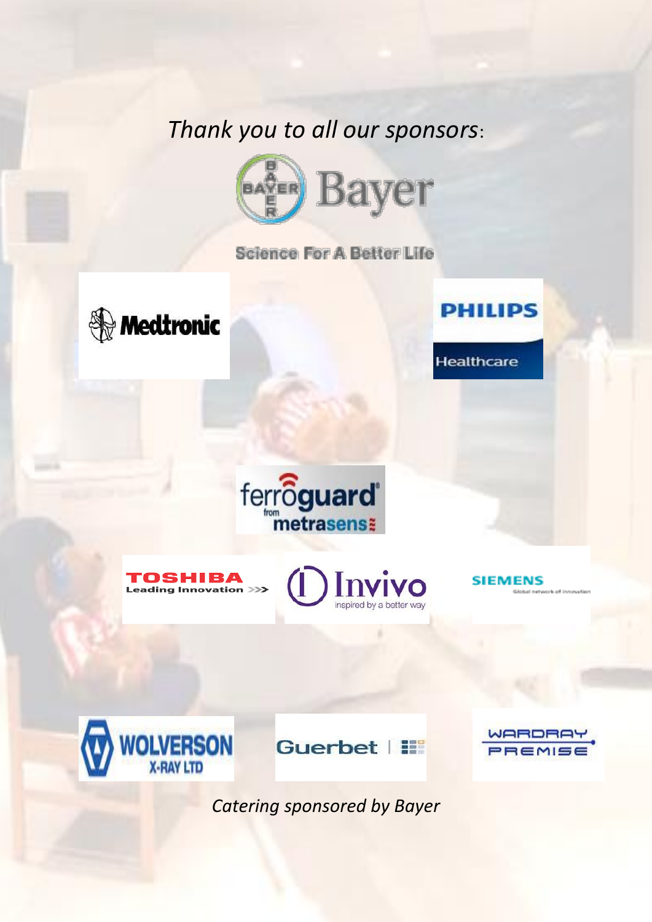*Thank you to all our sponsors*:

Bayer

Science For A Better Life

Medtronic

PHILIPS

Healthcare

ferroguard from metrasens

TOSHIBA Leading Innovation

Invivo inspired by a better way

SIEMENS Global network of innovation

WOLVERSON X-RAY LTD

Guerbet

WARDRAY PREMISE

*Catering sponsored by Bayer*